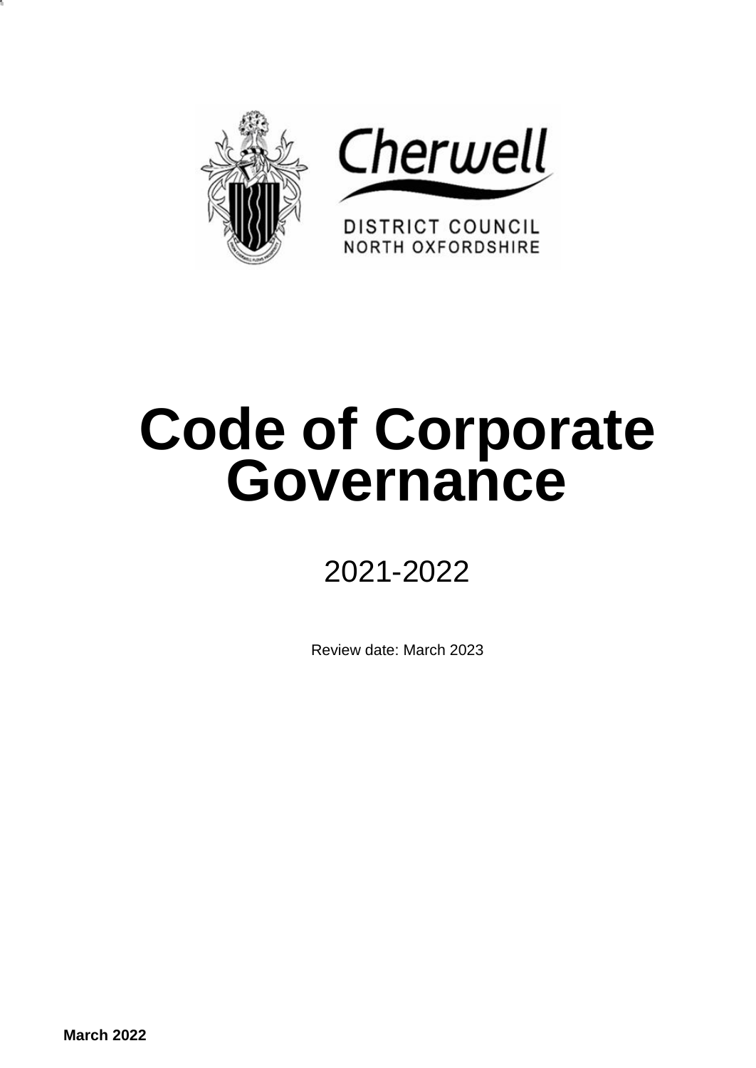Cherwell

DISTRICT COUNCIL
NORTH OXFORDSHIRE

# Code of Corporate Governance

2021-2022

Review date: March 2023

**March 2022**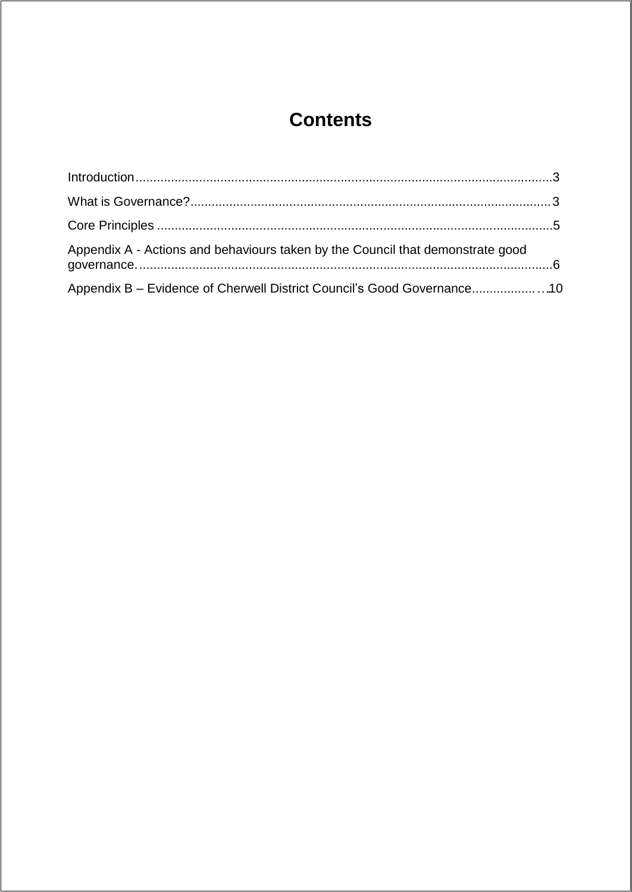# Contents

Introduction....................................................................................................................3

What is Governance?....................................................................................................3

Core Principles ..............................................................................................................5

Appendix A - Actions and behaviours taken by the Council that demonstrate good governance......................................................................................................................6

Appendix B – Evidence of Cherwell District Council's Good Governance....................10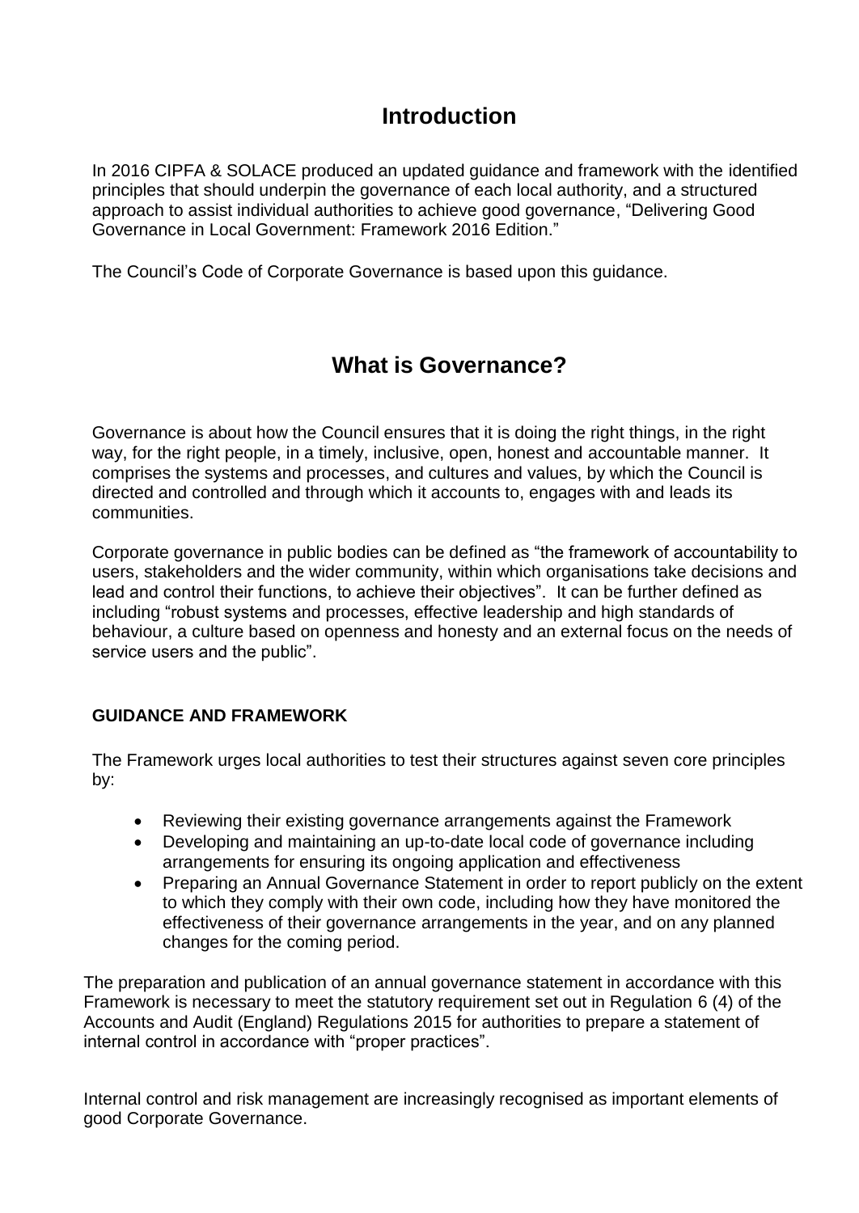# Introduction

In 2016 CIPFA & SOLACE produced an updated guidance and framework with the identified principles that should underpin the governance of each local authority, and a structured approach to assist individual authorities to achieve good governance, "Delivering Good Governance in Local Government: Framework 2016 Edition."

The Council's Code of Corporate Governance is based upon this guidance.

# What is Governance?

Governance is about how the Council ensures that it is doing the right things, in the right way, for the right people, in a timely, inclusive, open, honest and accountable manner. It comprises the systems and processes, and cultures and values, by which the Council is directed and controlled and through which it accounts to, engages with and leads its communities.

Corporate governance in public bodies can be defined as "the framework of accountability to users, stakeholders and the wider community, within which organisations take decisions and lead and control their functions, to achieve their objectives". It can be further defined as including "robust systems and processes, effective leadership and high standards of behaviour, a culture based on openness and honesty and an external focus on the needs of service users and the public".

**GUIDANCE AND FRAMEWORK**

The Framework urges local authorities to test their structures against seven core principles by:

- Reviewing their existing governance arrangements against the Framework
- Developing and maintaining an up-to-date local code of governance including arrangements for ensuring its ongoing application and effectiveness
- Preparing an Annual Governance Statement in order to report publicly on the extent to which they comply with their own code, including how they have monitored the effectiveness of their governance arrangements in the year, and on any planned changes for the coming period.

The preparation and publication of an annual governance statement in accordance with this Framework is necessary to meet the statutory requirement set out in Regulation 6 (4) of the Accounts and Audit (England) Regulations 2015 for authorities to prepare a statement of internal control in accordance with "proper practices".

Internal control and risk management are increasingly recognised as important elements of good Corporate Governance.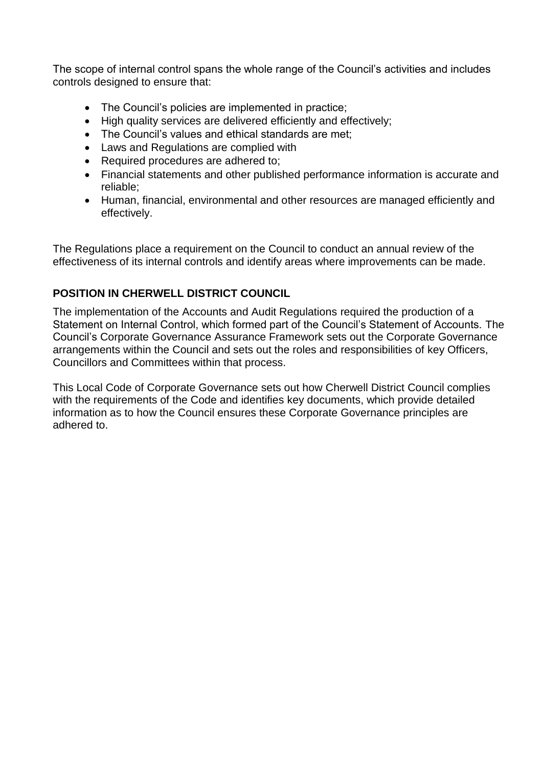The scope of internal control spans the whole range of the Council's activities and includes controls designed to ensure that:

- The Council's policies are implemented in practice;
- High quality services are delivered efficiently and effectively;
- The Council's values and ethical standards are met;
- Laws and Regulations are complied with
- Required procedures are adhered to;
- Financial statements and other published performance information is accurate and reliable;
- Human, financial, environmental and other resources are managed efficiently and effectively.

The Regulations place a requirement on the Council to conduct an annual review of the effectiveness of its internal controls and identify areas where improvements can be made.

## POSITION IN CHERWELL DISTRICT COUNCIL

The implementation of the Accounts and Audit Regulations required the production of a Statement on Internal Control, which formed part of the Council's Statement of Accounts. The Council's Corporate Governance Assurance Framework sets out the Corporate Governance arrangements within the Council and sets out the roles and responsibilities of key Officers, Councillors and Committees within that process.

This Local Code of Corporate Governance sets out how Cherwell District Council complies with the requirements of the Code and identifies key documents, which provide detailed information as to how the Council ensures these Corporate Governance principles are adhered to.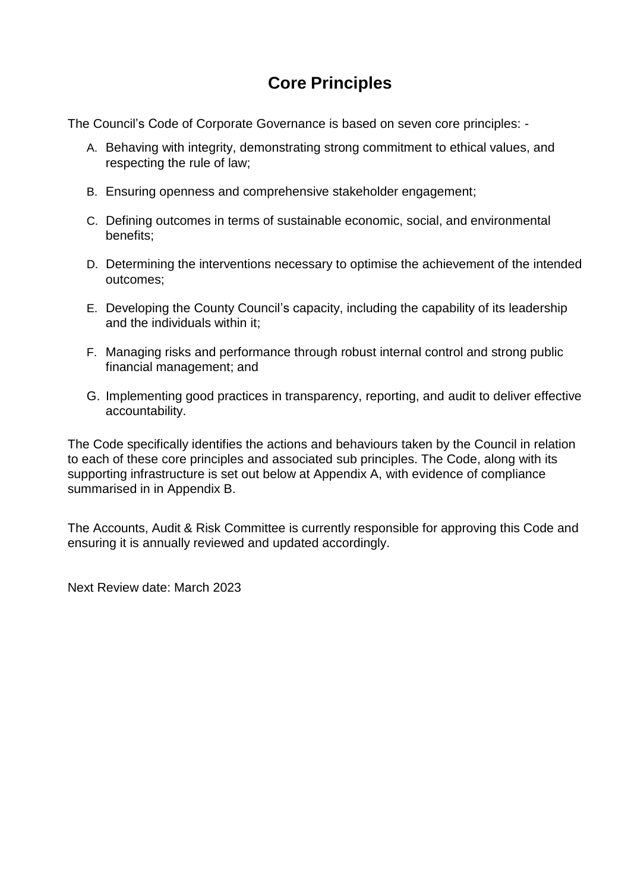# Core Principles

The Council's Code of Corporate Governance is based on seven core principles: -

A. Behaving with integrity, demonstrating strong commitment to ethical values, and respecting the rule of law;

B. Ensuring openness and comprehensive stakeholder engagement;

C. Defining outcomes in terms of sustainable economic, social, and environmental benefits;

D. Determining the interventions necessary to optimise the achievement of the intended outcomes;

E. Developing the County Council's capacity, including the capability of its leadership and the individuals within it;

F. Managing risks and performance through robust internal control and strong public financial management; and

G. Implementing good practices in transparency, reporting, and audit to deliver effective accountability.

The Code specifically identifies the actions and behaviours taken by the Council in relation to each of these core principles and associated sub principles. The Code, along with its supporting infrastructure is set out below at Appendix A, with evidence of compliance summarised in in Appendix B.

The Accounts, Audit & Risk Committee is currently responsible for approving this Code and ensuring it is annually reviewed and updated accordingly.

Next Review date: March 2023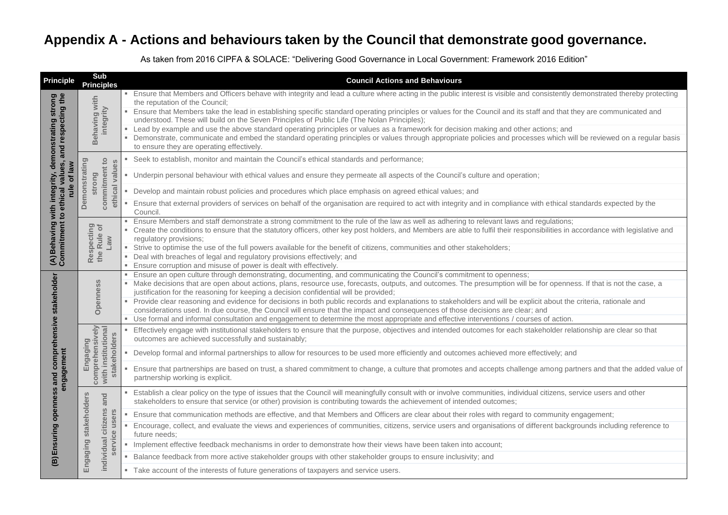# Appendix A - Actions and behaviours taken by the Council that demonstrate good governance.

As taken from 2016 CIPFA & SOLACE: "Delivering Good Governance in Local Government: Framework 2016 Edition"

| Principle | Sub Principles | Council Actions and Behaviours |
|---|---|---|
| (A) Behaving with integrity, demonstrating strong Commitment to ethical values, and respecting the rule of law | Behaving with integrity | ▪ Ensure that Members and Officers behave with integrity and lead a culture where acting in the public interest is visible and consistently demonstrated thereby protecting the reputation of the Council; |
| | | ▪ Ensure that Members take the lead in establishing specific standard operating principles or values for the Council and its staff and that they are communicated and understood. These will build on the Seven Principles of Public Life (The Nolan Principles); |
| | | ▪ Lead by example and use the above standard operating principles or values as a framework for decision making and other actions; and |
| | | ▪ Demonstrate, communicate and embed the standard operating principles or values through appropriate policies and processes which will be reviewed on a regular basis to ensure they are operating effectively. |
| | Demonstrating strong commitment to ethical values | ▪ Seek to establish, monitor and maintain the Council's ethical standards and performance; |
| | | ▪ Underpin personal behaviour with ethical values and ensure they permeate all aspects of the Council's culture and operation; |
| | | ▪ Develop and maintain robust policies and procedures which place emphasis on agreed ethical values; and |
| | | ▪ Ensure that external providers of services on behalf of the organisation are required to act with integrity and in compliance with ethical standards expected by the Council. |
| | Respecting the Rule of Law | ▪ Ensure Members and staff demonstrate a strong commitment to the rule of the law as well as adhering to relevant laws and regulations; |
| | | ▪ Create the conditions to ensure that the statutory officers, other key post holders, and Members are able to fulfil their responsibilities in accordance with legislative and regulatory provisions; |
| | | ▪ Strive to optimise the use of the full powers available for the benefit of citizens, communities and other stakeholders; |
| | | ▪ Deal with breaches of legal and regulatory provisions effectively; and |
| | | ▪ Ensure corruption and misuse of power is dealt with effectively. |
| (B) Ensuring openness and comprehensive stakeholder engagement | Openness | ▪ Ensure an open culture through demonstrating, documenting, and communicating the Council's commitment to openness; |
| | | ▪ Make decisions that are open about actions, plans, resource use, forecasts, outputs, and outcomes. The presumption will be for openness. If that is not the case, a justification for the reasoning for keeping a decision confidential will be provided; |
| | | ▪ Provide clear reasoning and evidence for decisions in both public records and explanations to stakeholders and will be explicit about the criteria, rationale and considerations used. In due course, the Council will ensure that the impact and consequences of those decisions are clear; and |
| | | ▪ Use formal and informal consultation and engagement to determine the most appropriate and effective interventions / courses of action. |
| | Engaging comprehensively with institutional stakeholders | ▪ Effectively engage with institutional stakeholders to ensure that the purpose, objectives and intended outcomes for each stakeholder relationship are clear so that outcomes are achieved successfully and sustainably; |
| | | ▪ Develop formal and informal partnerships to allow for resources to be used more efficiently and outcomes achieved more effectively; and |
| | | ▪ Ensure that partnerships are based on trust, a shared commitment to change, a culture that promotes and accepts challenge among partners and that the added value of partnership working is explicit. |
| | Engaging stakeholders individual citizens and service users | ▪ Establish a clear policy on the type of issues that the Council will meaningfully consult with or involve communities, individual citizens, service users and other stakeholders to ensure that service (or other) provision is contributing towards the achievement of intended outcomes; |
| | | ▪ Ensure that communication methods are effective, and that Members and Officers are clear about their roles with regard to community engagement; |
| | | ▪ Encourage, collect, and evaluate the views and experiences of communities, citizens, service users and organisations of different backgrounds including reference to future needs; |
| | | ▪ Implement effective feedback mechanisms in order to demonstrate how their views have been taken into account; |
| | | ▪ Balance feedback from more active stakeholder groups with other stakeholder groups to ensure inclusivity; and |
| | | ▪ Take account of the interests of future generations of taxpayers and service users. |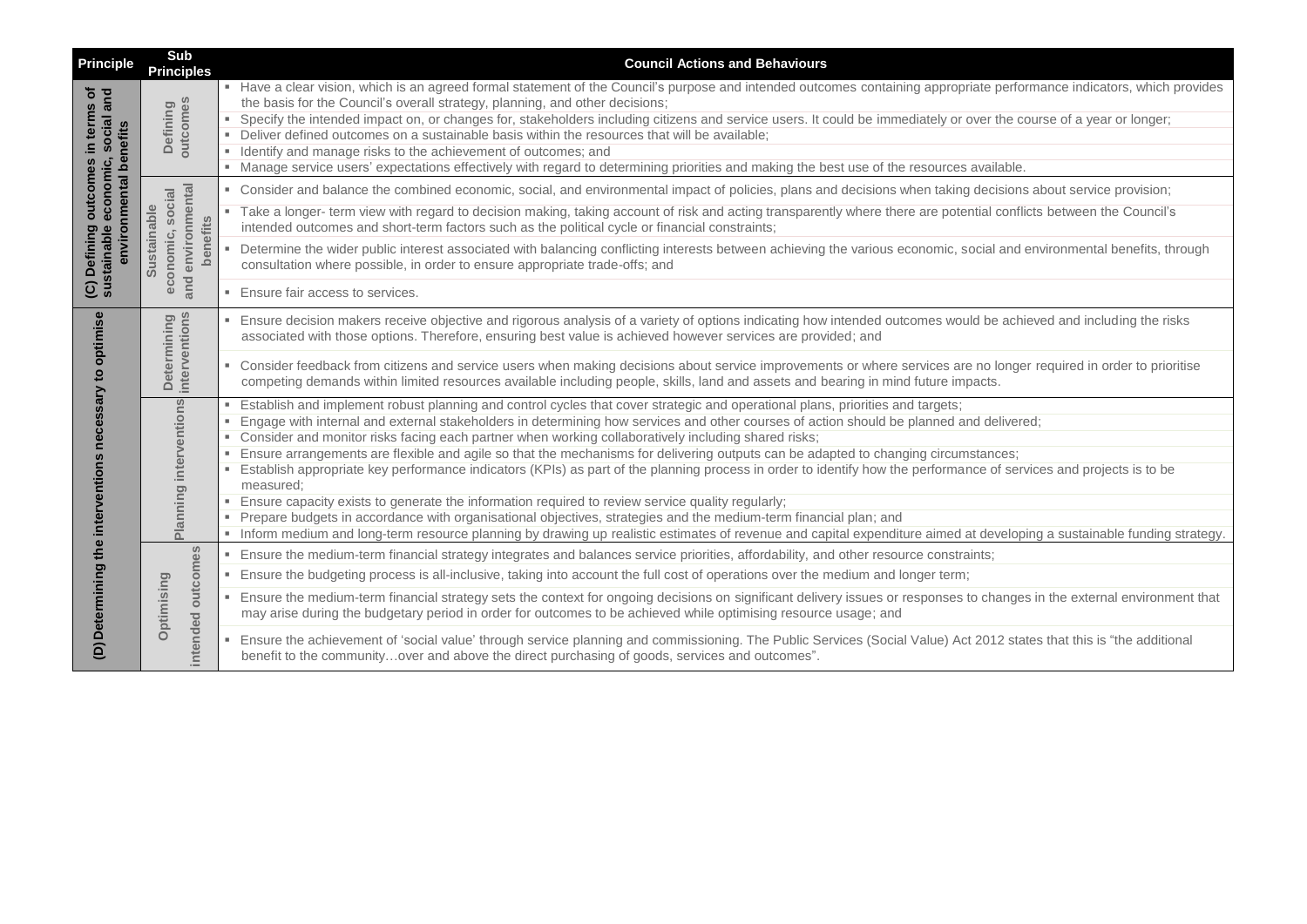| Principle | Sub Principles | Council Actions and Behaviours |
|---|---|---|
| (C) Defining outcomes in terms of sustainable economic, social and environmental benefits | Defining outcomes | ▪ Have a clear vision, which is an agreed formal statement of the Council's purpose and intended outcomes containing appropriate performance indicators, which provides the basis for the Council's overall strategy, planning, and other decisions; |
| | | ▪ Specify the intended impact on, or changes for, stakeholders including citizens and service users. It could be immediately or over the course of a year or longer; |
| | | ▪ Deliver defined outcomes on a sustainable basis within the resources that will be available; |
| | | ▪ Identify and manage risks to the achievement of outcomes; and |
| | | ▪ Manage service users' expectations effectively with regard to determining priorities and making the best use of the resources available. |
| | Sustainable economic, social and environmental benefits | ▪ Consider and balance the combined economic, social, and environmental impact of policies, plans and decisions when taking decisions about service provision; |
| | | ▪ Take a longer- term view with regard to decision making, taking account of risk and acting transparently where there are potential conflicts between the Council's intended outcomes and short-term factors such as the political cycle or financial constraints; |
| | | ▪ Determine the wider public interest associated with balancing conflicting interests between achieving the various economic, social and environmental benefits, through consultation where possible, in order to ensure appropriate trade-offs; and |
| | | ▪ Ensure fair access to services. |
| (D) Determining the interventions necessary to optimise | Determining interventions | ▪ Ensure decision makers receive objective and rigorous analysis of a variety of options indicating how intended outcomes would be achieved and including the risks associated with those options. Therefore, ensuring best value is achieved however services are provided; and |
| | | ▪ Consider feedback from citizens and service users when making decisions about service improvements or where services are no longer required in order to prioritise competing demands within limited resources available including people, skills, land and assets and bearing in mind future impacts. |
| | Planning interventions | ▪ Establish and implement robust planning and control cycles that cover strategic and operational plans, priorities and targets; |
| | | ▪ Engage with internal and external stakeholders in determining how services and other courses of action should be planned and delivered; |
| | | ▪ Consider and monitor risks facing each partner when working collaboratively including shared risks; |
| | | ▪ Ensure arrangements are flexible and agile so that the mechanisms for delivering outputs can be adapted to changing circumstances; |
| | | ▪ Establish appropriate key performance indicators (KPIs) as part of the planning process in order to identify how the performance of services and projects is to be measured; |
| | | ▪ Ensure capacity exists to generate the information required to review service quality regularly; |
| | | ▪ Prepare budgets in accordance with organisational objectives, strategies and the medium-term financial plan; and |
| | | ▪ Inform medium and long-term resource planning by drawing up realistic estimates of revenue and capital expenditure aimed at developing a sustainable funding strategy. |
| | Optimising intended outcomes | ▪ Ensure the medium-term financial strategy integrates and balances service priorities, affordability, and other resource constraints; |
| | | ▪ Ensure the budgeting process is all-inclusive, taking into account the full cost of operations over the medium and longer term; |
| | | ▪ Ensure the medium-term financial strategy sets the context for ongoing decisions on significant delivery issues or responses to changes in the external environment that may arise during the budgetary period in order for outcomes to be achieved while optimising resource usage; and |
| | | ▪ Ensure the achievement of 'social value' through service planning and commissioning. The Public Services (Social Value) Act 2012 states that this is "the additional benefit to the community…over and above the direct purchasing of goods, services and outcomes". |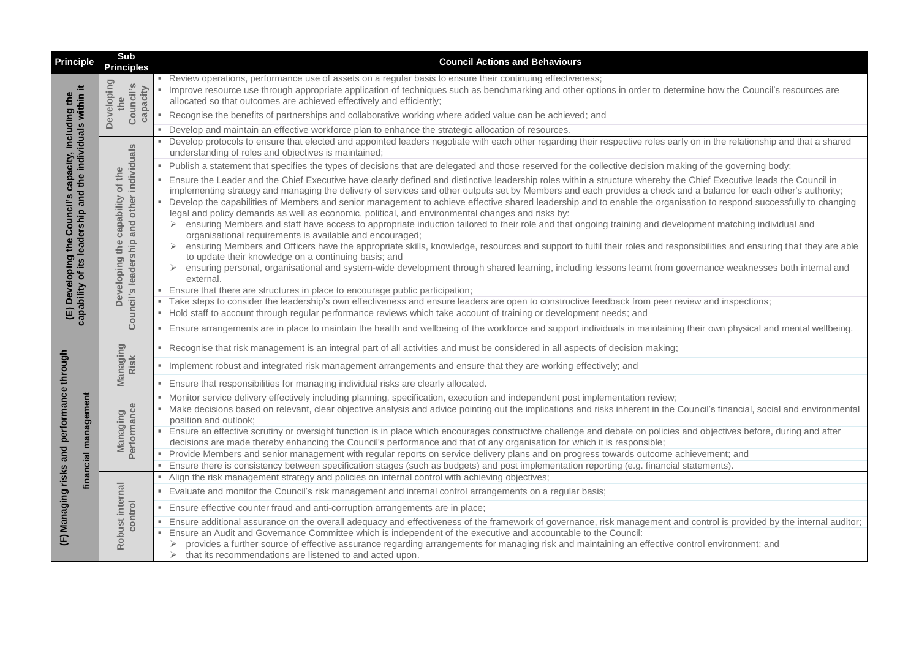| Principle | Sub Principles | Council Actions and Behaviours |
|---|---|---|
| (E) Developing the Council's capacity, including the capability of its leadership and the individuals within it | Developing the Council's capacity | ▪ Review operations, performance use of assets on a regular basis to ensure their continuing effectiveness;<br>▪ Improve resource use through appropriate application of techniques such as benchmarking and other options in order to determine how the Council's resources are allocated so that outcomes are achieved effectively and efficiently;<br>▪ Recognise the benefits of partnerships and collaborative working where added value can be achieved; and<br>▪ Develop and maintain an effective workforce plan to enhance the strategic allocation of resources. |
| | Developing the capability of the Council's leadership and other individuals | ▪ Develop protocols to ensure that elected and appointed leaders negotiate with each other regarding their respective roles early on in the relationship and that a shared understanding of roles and objectives is maintained;<br>▪ Publish a statement that specifies the types of decisions that are delegated and those reserved for the collective decision making of the governing body;<br>▪ Ensure the Leader and the Chief Executive have clearly defined and distinctive leadership roles within a structure whereby the Chief Executive leads the Council in implementing strategy and managing the delivery of services and other outputs set by Members and each provides a check and a balance for each other's authority;<br>▪ Develop the capabilities of Members and senior management to achieve effective shared leadership and to enable the organisation to respond successfully to changing legal and policy demands as well as economic, political, and environmental changes and risks by:<br>➢ ensuring Members and staff have access to appropriate induction tailored to their role and that ongoing training and development matching individual and organisational requirements is available and encouraged;<br>➢ ensuring Members and Officers have the appropriate skills, knowledge, resources and support to fulfil their roles and responsibilities and ensuring that they are able to update their knowledge on a continuing basis; and<br>➢ ensuring personal, organisational and system-wide development through shared learning, including lessons learnt from governance weaknesses both internal and external.<br>▪ Ensure that there are structures in place to encourage public participation;<br>▪ Take steps to consider the leadership's own effectiveness and ensure leaders are open to constructive feedback from peer review and inspections;<br>▪ Hold staff to account through regular performance reviews which take account of training or development needs; and<br>▪ Ensure arrangements are in place to maintain the health and wellbeing of the workforce and support individuals in maintaining their own physical and mental wellbeing. |
| (F) Managing risks and performance through financial management | Managing Risk | ▪ Recognise that risk management is an integral part of all activities and must be considered in all aspects of decision making;<br>▪ Implement robust and integrated risk management arrangements and ensure that they are working effectively; and<br>▪ Ensure that responsibilities for managing individual risks are clearly allocated. |
| | Managing Performance | ▪ Monitor service delivery effectively including planning, specification, execution and independent post implementation review;<br>▪ Make decisions based on relevant, clear objective analysis and advice pointing out the implications and risks inherent in the Council's financial, social and environmental position and outlook;<br>▪ Ensure an effective scrutiny or oversight function is in place which encourages constructive challenge and debate on policies and objectives before, during and after decisions are made thereby enhancing the Council's performance and that of any organisation for which it is responsible;<br>▪ Provide Members and senior management with regular reports on service delivery plans and on progress towards outcome achievement; and<br>▪ Ensure there is consistency between specification stages (such as budgets) and post implementation reporting (e.g. financial statements). |
| | Robust internal control | ▪ Align the risk management strategy and policies on internal control with achieving objectives;<br>▪ Evaluate and monitor the Council's risk management and internal control arrangements on a regular basis;<br>▪ Ensure effective counter fraud and anti-corruption arrangements are in place;<br>▪ Ensure additional assurance on the overall adequacy and effectiveness of the framework of governance, risk management and control is provided by the internal auditor;<br>▪ Ensure an Audit and Governance Committee which is independent of the executive and accountable to the Council:<br>➢ provides a further source of effective assurance regarding arrangements for managing risk and maintaining an effective control environment; and<br>➢ that its recommendations are listened to and acted upon. |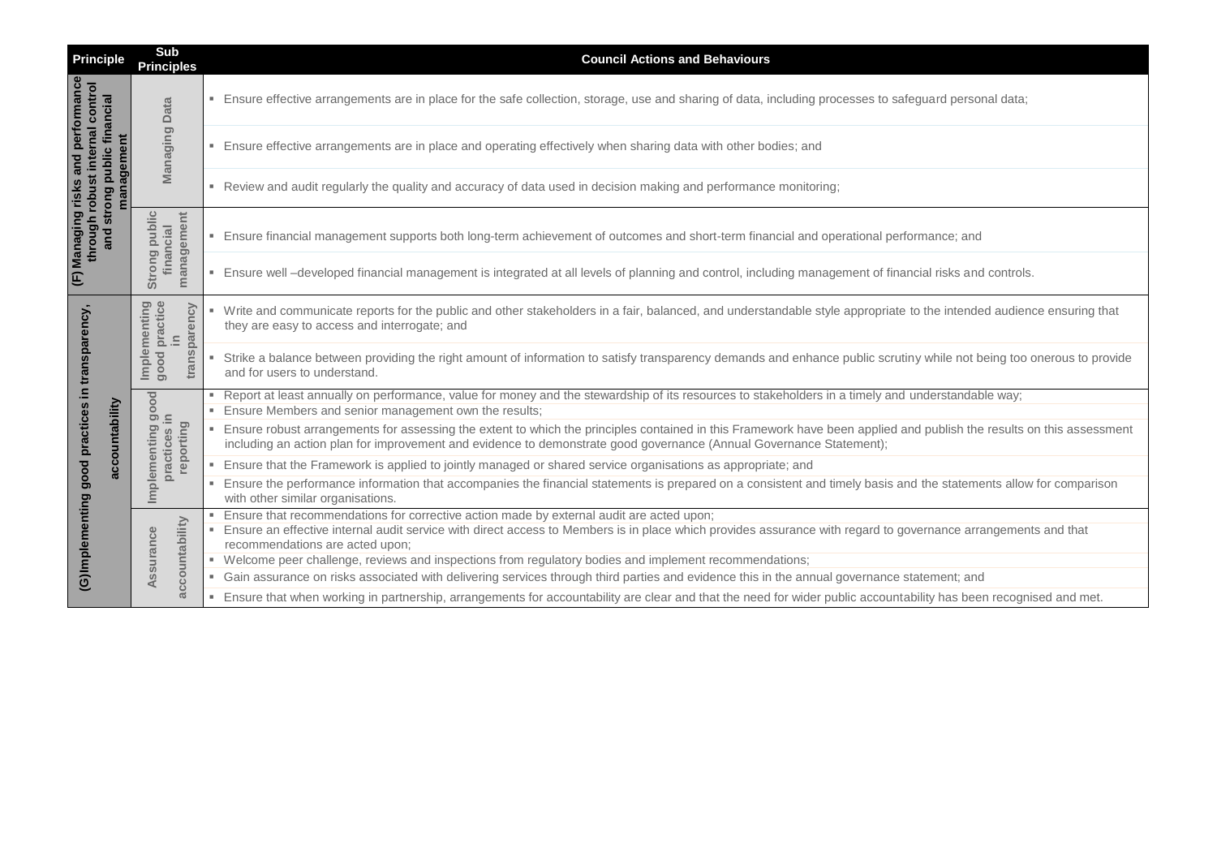| Principle | Sub Principles | Council Actions and Behaviours |
|---|---|---|
| (F) Managing risks and performance through robust internal control and strong public financial management | Managing Data | ▪ Ensure effective arrangements are in place for the safe collection, storage, use and sharing of data, including processes to safeguard personal data; |
| | | ▪ Ensure effective arrangements are in place and operating effectively when sharing data with other bodies; and |
| | | ▪ Review and audit regularly the quality and accuracy of data used in decision making and performance monitoring; |
| | Strong public financial management | ▪ Ensure financial management supports both long-term achievement of outcomes and short-term financial and operational performance; and |
| | | ▪ Ensure well –developed financial management is integrated at all levels of planning and control, including management of financial risks and controls. |
| (G)Implementing good practices in transparency, accountability | Implementing good practice in transparency | ▪ Write and communicate reports for the public and other stakeholders in a fair, balanced, and understandable style appropriate to the intended audience ensuring that they are easy to access and interrogate; and |
| | | ▪ Strike a balance between providing the right amount of information to satisfy transparency demands and enhance public scrutiny while not being too onerous to provide and for users to understand. |
| | Implementing good practices in reporting | ▪ Report at least annually on performance, value for money and the stewardship of its resources to stakeholders in a timely and understandable way; |
| | | ▪ Ensure Members and senior management own the results; |
| | | ▪ Ensure robust arrangements for assessing the extent to which the principles contained in this Framework have been applied and publish the results on this assessment including an action plan for improvement and evidence to demonstrate good governance (Annual Governance Statement); |
| | | ▪ Ensure that the Framework is applied to jointly managed or shared service organisations as appropriate; and |
| | | ▪ Ensure the performance information that accompanies the financial statements is prepared on a consistent and timely basis and the statements allow for comparison with other similar organisations. |
| | Assurance accountability | ▪ Ensure that recommendations for corrective action made by external audit are acted upon; |
| | | ▪ Ensure an effective internal audit service with direct access to Members is in place which provides assurance with regard to governance arrangements and that recommendations are acted upon; |
| | | ▪ Welcome peer challenge, reviews and inspections from regulatory bodies and implement recommendations; |
| | | ▪ Gain assurance on risks associated with delivering services through third parties and evidence this in the annual governance statement; and |
| | | ▪ Ensure that when working in partnership, arrangements for accountability are clear and that the need for wider public accountability has been recognised and met. |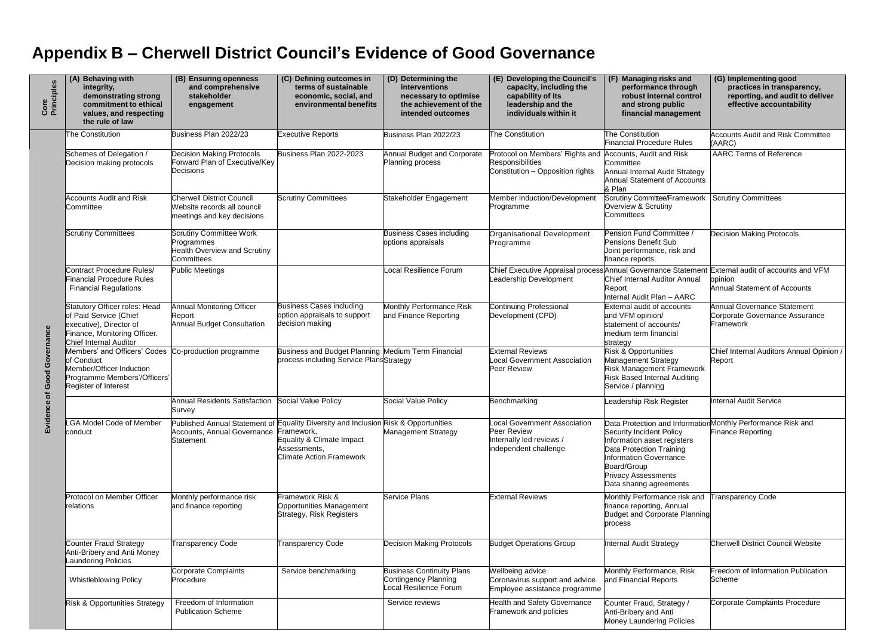# Appendix B – Cherwell District Council's Evidence of Good Governance

| Core Principles | (A) Behaving with integrity, demonstrating strong commitment to ethical values, and respecting the rule of law | (B) Ensuring openness and comprehensive stakeholder engagement | (C) Defining outcomes in terms of sustainable economic, social, and environmental benefits | (D) Determining the interventions necessary to optimise the achievement of the intended outcomes | (E) Developing the Council's capacity, including the capability of its leadership and the individuals within it | (F) Managing risks and performance through robust internal control and strong public financial management | (G) Implementing good practices in transparency, reporting, and audit to deliver effective accountability |
|---|---|---|---|---|---|---|---|
| Evidence of Good Governance | The Constitution | Business Plan 2022/23 | Executive Reports | Business Plan 2022/23 | The Constitution | The Constitution<br>Financial Procedure Rules | Accounts Audit and Risk Committee (AARC) |
| | Schemes of Delegation / Decision making protocols | Decision Making Protocols<br>Forward Plan of Executive/Key Decisions | Business Plan 2022-2023 | Annual Budget and Corporate Planning process | Protocol on Members' Rights and Responsibilities<br>Constitution – Opposition rights | Accounts, Audit and Risk Committee<br>Annual Internal Audit Strategy<br>Annual Statement of Accounts & Plan | AARC Terms of Reference |
| | Accounts Audit and Risk Committee | Cherwell District Council Website records all council meetings and key decisions | Scrutiny Committees | Stakeholder Engagement | Member Induction/Development Programme | Scrutiny Committee/Framework Overview & Scrutiny Committees | Scrutiny Committees |
| | Scrutiny Committees | Scrutiny Committee Work Programmes<br>Health Overview and Scrutiny Committees | | Business Cases including options appraisals | Organisational Development Programme | Pension Fund Committee / Pensions Benefit Sub<br>Joint performance, risk and finance reports. | Decision Making Protocols |
| | Contract Procedure Rules/ Financial Procedure Rules<br>Financial Regulations | Public Meetings | | Local Resilience Forum | Chief Executive Appraisal process<br>Leadership Development | Annual Governance Statement<br>Chief Internal Auditor Annual Report<br>Internal Audit Plan – AARC | External audit of accounts and VFM opinion<br>Annual Statement of Accounts |
| | Statutory Officer roles: Head of Paid Service (Chief executive), Director of Finance, Monitoring Officer. Chief Internal Auditor | Annual Monitoring Officer Report<br>Annual Budget Consultation | Business Cases including option appraisals to support decision making | Monthly Performance Risk and Finance Reporting | Continuing Professional Development (CPD) | External audit of accounts and VFM opinion/ statement of accounts/ medium term financial strategy | Annual Governance Statement<br>Corporate Governance Assurance Framework |
| | Members' and Officers' Codes of Conduct<br>Member/Officer Induction Programme Members'/Officers' Register of Interest | Co-production programme | Business and Budget Planning process including Service Plans | Medium Term Financial Strategy | External Reviews<br>Local Government Association Peer Review | Risk & Opportunities Management Strategy<br>Risk Management Framework<br>Risk Based Internal Auditing Service / planning | Chief Internal Auditors Annual Opinion / Report |
| | | Annual Residents Satisfaction Survey | Social Value Policy | Social Value Policy | Benchmarking | Leadership Risk Register | Internal Audit Service |
| | LGA Model Code of Member conduct | Published Annual Statement of Accounts, Annual Governance Statement | Equality Diversity and Inclusion Framework,<br>Equality & Climate Impact Assessments,<br>Climate Action Framework | Risk & Opportunities Management Strategy | Local Government Association Peer Review<br>Internally led reviews / independent challenge | Data Protection and Information Security Incident Policy<br>Information asset registers<br>Data Protection Training<br>Information Governance Board/Group<br>Privacy Assessments<br>Data sharing agreements | Monthly Performance Risk and Finance Reporting |
| | Protocol on Member Officer relations | Monthly performance risk and finance reporting | Framework Risk & Opportunities Management Strategy, Risk Registers | Service Plans | External Reviews | Monthly Performance risk and finance reporting, Annual Budget and Corporate Planning process | Transparency Code |
| | Counter Fraud Strategy<br>Anti-Bribery and Anti Money Laundering Policies | Transparency Code | Transparency Code | Decision Making Protocols | Budget Operations Group | Internal Audit Strategy | Cherwell District Council Website |
| | Whistleblowing Policy | Corporate Complaints Procedure | Service benchmarking | Business Continuity Plans<br>Contingency Planning<br>Local Resilience Forum | Wellbeing advice<br>Coronavirus support and advice<br>Employee assistance programme | Monthly Performance, Risk and Financial Reports | Freedom of Information Publication Scheme |
| | Risk & Opportunities Strategy | Freedom of Information Publication Scheme | | Service reviews | Health and Safety Governance Framework and policies | Counter Fraud, Strategy / Anti-Bribery and Anti Money Laundering Policies | Corporate Complaints Procedure |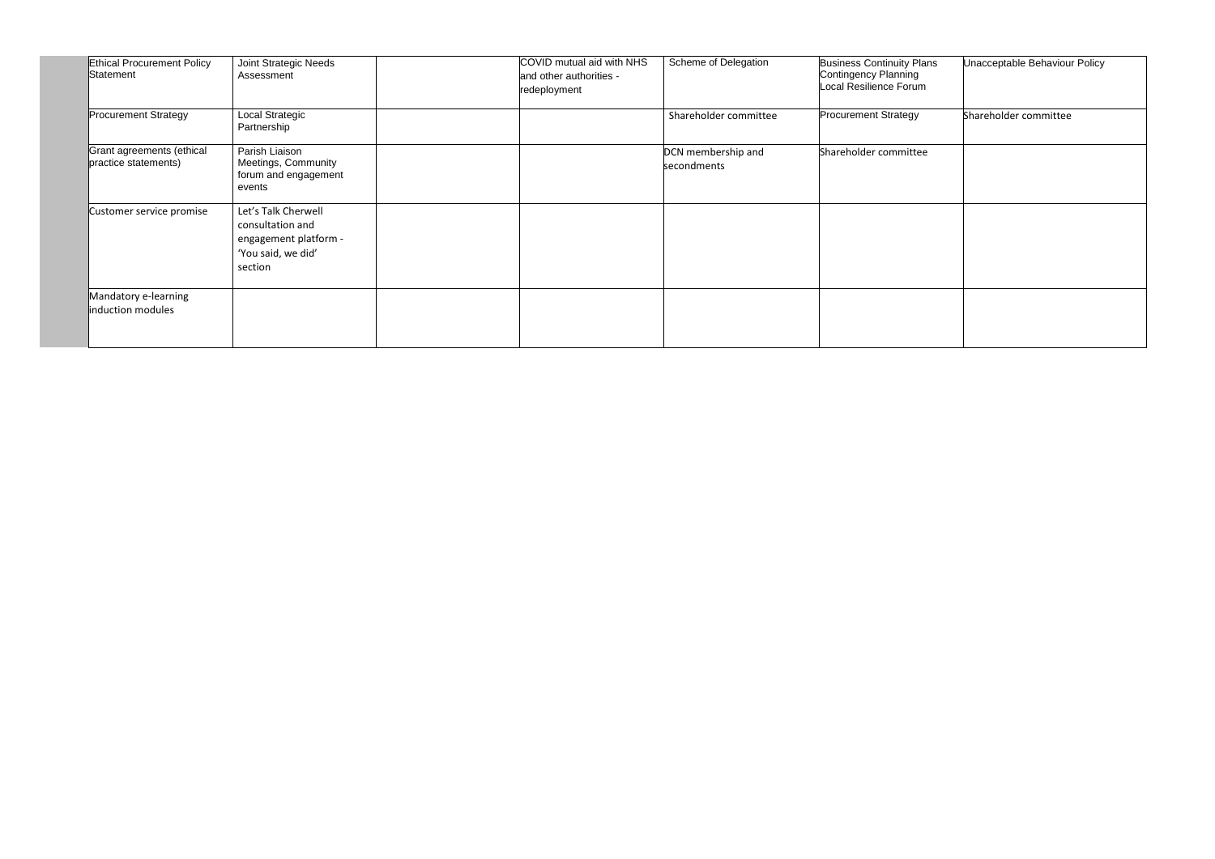| | | | | | | |
|---|---|---|---|---|---|---|
| Ethical Procurement Policy Statement | Joint Strategic Needs Assessment | | COVID mutual aid with NHS and other authorities - redeployment | Scheme of Delegation | Business Continuity Plans Contingency Planning Local Resilience Forum | Unacceptable Behaviour Policy |
| Procurement Strategy | Local Strategic Partnership | | | Shareholder committee | Procurement Strategy | Shareholder committee |
| Grant agreements (ethical practice statements) | Parish Liaison Meetings, Community forum and engagement events | | | DCN membership and secondments | Shareholder committee | |
| Customer service promise | Let's Talk Cherwell consultation and engagement platform - 'You said, we did' section | | | | | |
| Mandatory e-learning induction modules | | | | | | |